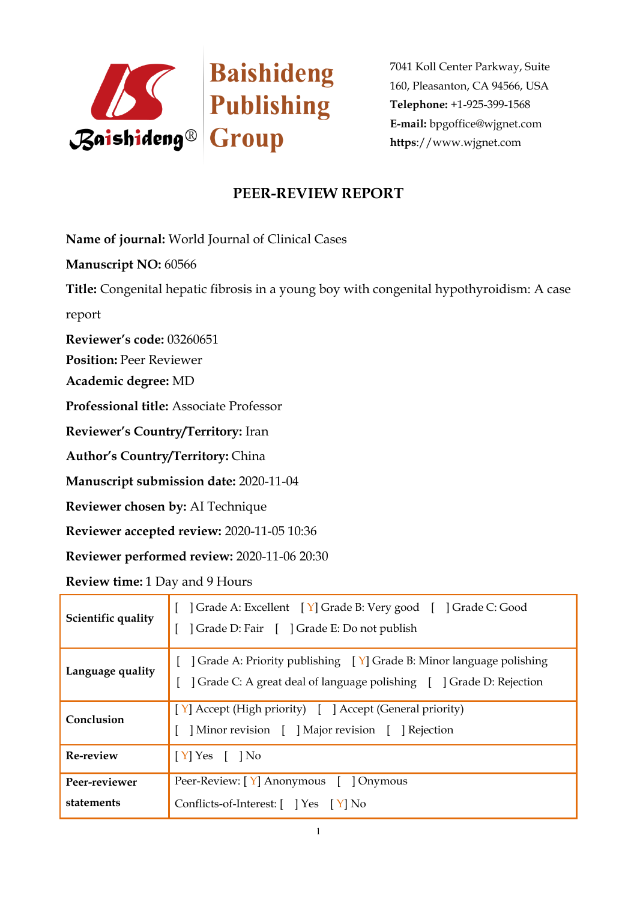Baishideng Publishing Group

7041 Koll Center Parkway, Suite 160, Pleasanton, CA 94566, USA
**Telephone:** +1-925-399-1568
**E-mail:** bpgoffice@wjgnet.com
**https**://www.wjgnet.com

# PEER-REVIEW REPORT

**Name of journal:** World Journal of Clinical Cases

**Manuscript NO:** 60566

**Title:** Congenital hepatic fibrosis in a young boy with congenital hypothyroidism: A case report

**Reviewer's code:** 03260651

**Position:** Peer Reviewer

**Academic degree:** MD

**Professional title:** Associate Professor

**Reviewer's Country/Territory:** Iran

**Author's Country/Territory:** China

**Manuscript submission date:** 2020-11-04

**Reviewer chosen by:** AI Technique

**Reviewer accepted review:** 2020-11-05 10:36

**Reviewer performed review:** 2020-11-06 20:30

**Review time:** 1 Day and 9 Hours

| | |
|---|---|
| **Scientific quality** | [ ] Grade A: Excellent [ Y] Grade B: Very good [ ] Grade C: Good<br>[ ] Grade D: Fair [ ] Grade E: Do not publish |
| **Language quality** | [ ] Grade A: Priority publishing [ Y] Grade B: Minor language polishing<br>[ ] Grade C: A great deal of language polishing [ ] Grade D: Rejection |
| **Conclusion** | [ Y] Accept (High priority) [ ] Accept (General priority)<br>[ ] Minor revision [ ] Major revision [ ] Rejection |
| **Re-review** | [ Y] Yes [ ] No |
| **Peer-reviewer statements** | Peer-Review: [ Y] Anonymous [ ] Onymous<br>Conflicts-of-Interest: [ ] Yes [ Y] No |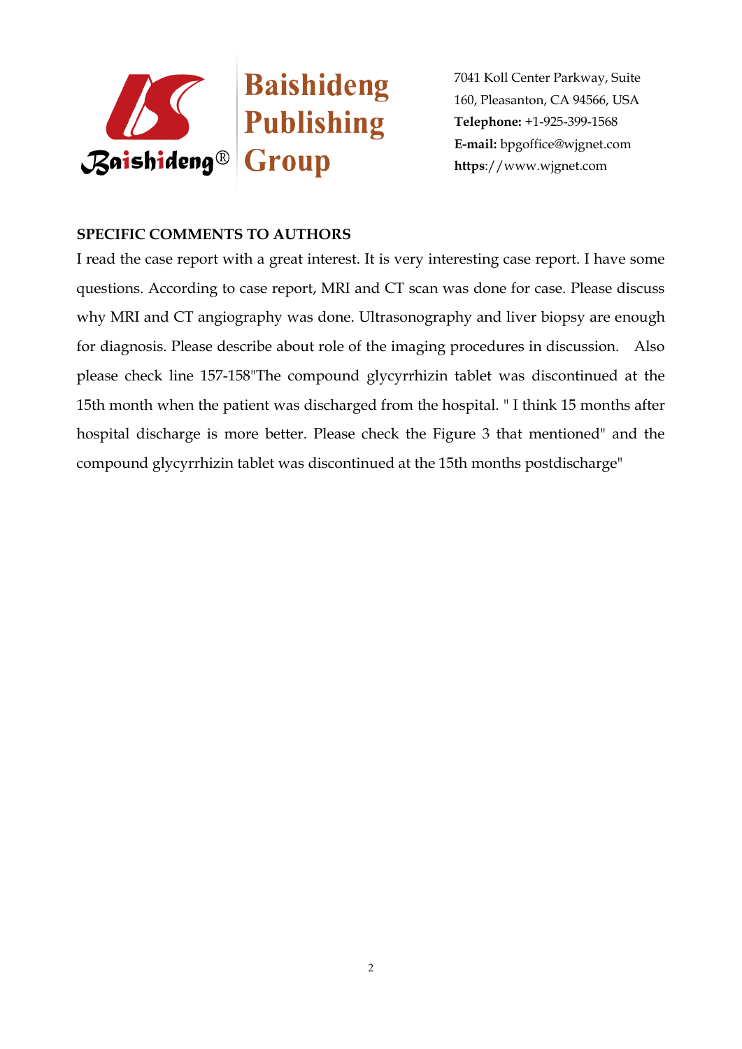**SPECIFIC COMMENTS TO AUTHORS**

I read the case report with a great interest. It is very interesting case report. I have some questions. According to case report, MRI and CT scan was done for case. Please discuss why MRI and CT angiography was done. Ultrasonography and liver biopsy are enough for diagnosis. Please describe about role of the imaging procedures in discussion. Also please check line 157-158"The compound glycyrrhizin tablet was discontinued at the 15th month when the patient was discharged from the hospital. " I think 15 months after hospital discharge is more better. Please check the Figure 3 that mentioned" and the compound glycyrrhizin tablet was discontinued at the 15th months postdischarge"